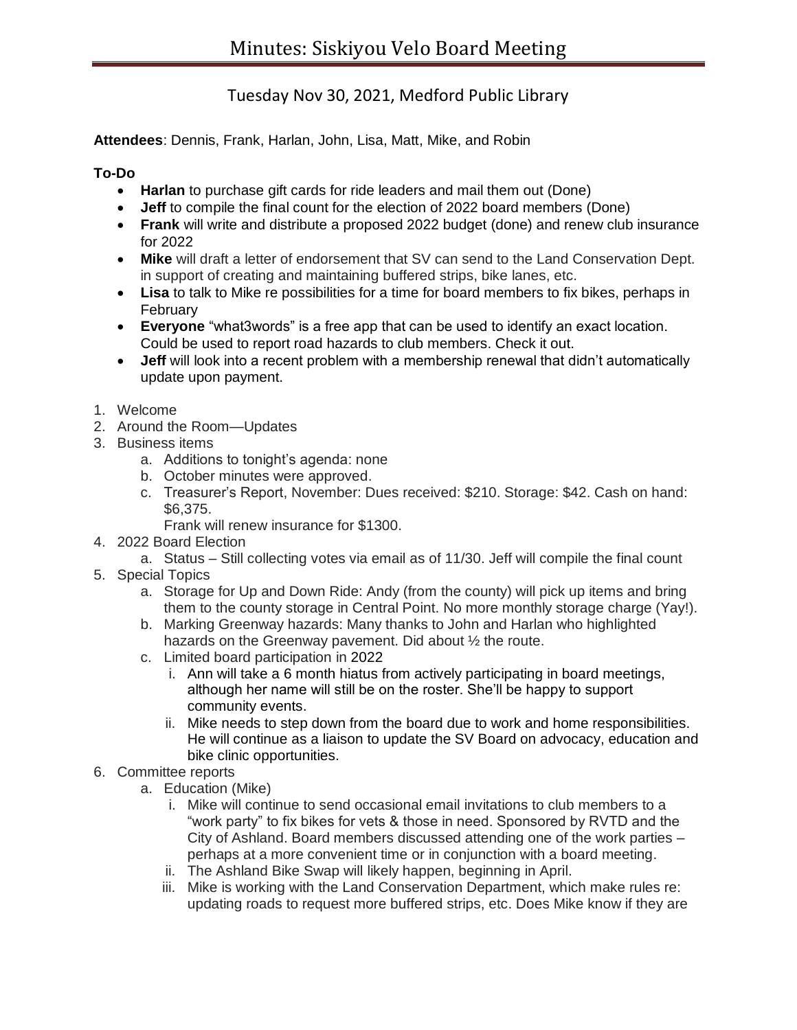# Minutes: Siskiyou Velo Board Meeting

## Tuesday Nov 30, 2021, Medford Public Library

**Attendees**: Dennis, Frank, Harlan, John, Lisa, Matt, Mike, and Robin

**To-Do**

- **Harlan** to purchase gift cards for ride leaders and mail them out (Done)
- **Jeff** to compile the final count for the election of 2022 board members (Done)
- **Frank** will write and distribute a proposed 2022 budget (done) and renew club insurance for 2022
- **Mike** will draft a letter of endorsement that SV can send to the Land Conservation Dept. in support of creating and maintaining buffered strips, bike lanes, etc.
- **Lisa** to talk to Mike re possibilities for a time for board members to fix bikes, perhaps in February
- **Everyone** "what3words" is a free app that can be used to identify an exact location. Could be used to report road hazards to club members. Check it out.
- **Jeff** will look into a recent problem with a membership renewal that didn't automatically update upon payment.

1. Welcome
2. Around the Room—Updates
3. Business items
    a. Additions to tonight's agenda: none
    b. October minutes were approved.
    c. Treasurer's Report, November: Dues received: $210. Storage: $42. Cash on hand: $6,375.
       Frank will renew insurance for $1300.
4. 2022 Board Election
    a. Status – Still collecting votes via email as of 11/30. Jeff will compile the final count
5. Special Topics
    a. Storage for Up and Down Ride: Andy (from the county) will pick up items and bring them to the county storage in Central Point. No more monthly storage charge (Yay!).
    b. Marking Greenway hazards: Many thanks to John and Harlan who highlighted hazards on the Greenway pavement. Did about ½ the route.
    c. Limited board participation in 2022
        i. Ann will take a 6 month hiatus from actively participating in board meetings, although her name will still be on the roster. She'll be happy to support community events.
        ii. Mike needs to step down from the board due to work and home responsibilities. He will continue as a liaison to update the SV Board on advocacy, education and bike clinic opportunities.
6. Committee reports
    a. Education (Mike)
        i. Mike will continue to send occasional email invitations to club members to a "work party" to fix bikes for vets & those in need. Sponsored by RVTD and the City of Ashland. Board members discussed attending one of the work parties – perhaps at a more convenient time or in conjunction with a board meeting.
        ii. The Ashland Bike Swap will likely happen, beginning in April.
        iii. Mike is working with the Land Conservation Department, which make rules re: updating roads to request more buffered strips, etc. Does Mike know if they are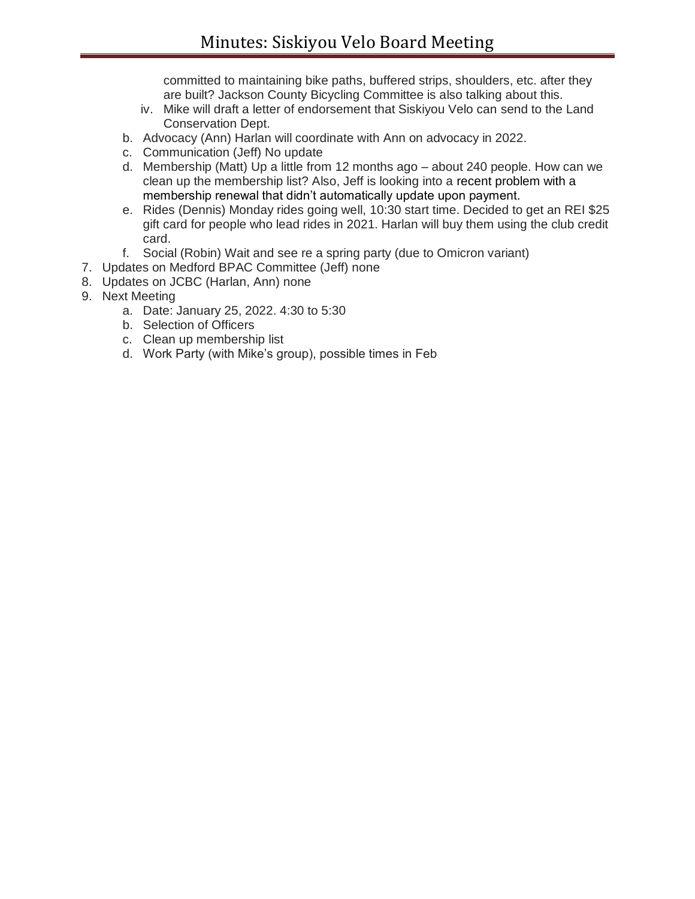committed to maintaining bike paths, buffered strips, shoulders, etc. after they are built? Jackson County Bicycling Committee is also talking about this.

   iv. Mike will draft a letter of endorsement that Siskiyou Velo can send to the Land Conservation Dept.

   b. Advocacy (Ann) Harlan will coordinate with Ann on advocacy in 2022.
   c. Communication (Jeff) No update
   d. Membership (Matt) Up a little from 12 months ago – about 240 people. How can we clean up the membership list? Also, Jeff is looking into a recent problem with a membership renewal that didn't automatically update upon payment.
   e. Rides (Dennis) Monday rides going well, 10:30 start time. Decided to get an REI $25 gift card for people who lead rides in 2021. Harlan will buy them using the club credit card.
   f. Social (Robin) Wait and see re a spring party (due to Omicron variant)

7. Updates on Medford BPAC Committee (Jeff) none
8. Updates on JCBC (Harlan, Ann) none
9. Next Meeting
   a. Date: January 25, 2022. 4:30 to 5:30
   b. Selection of Officers
   c. Clean up membership list
   d. Work Party (with Mike's group), possible times in Feb